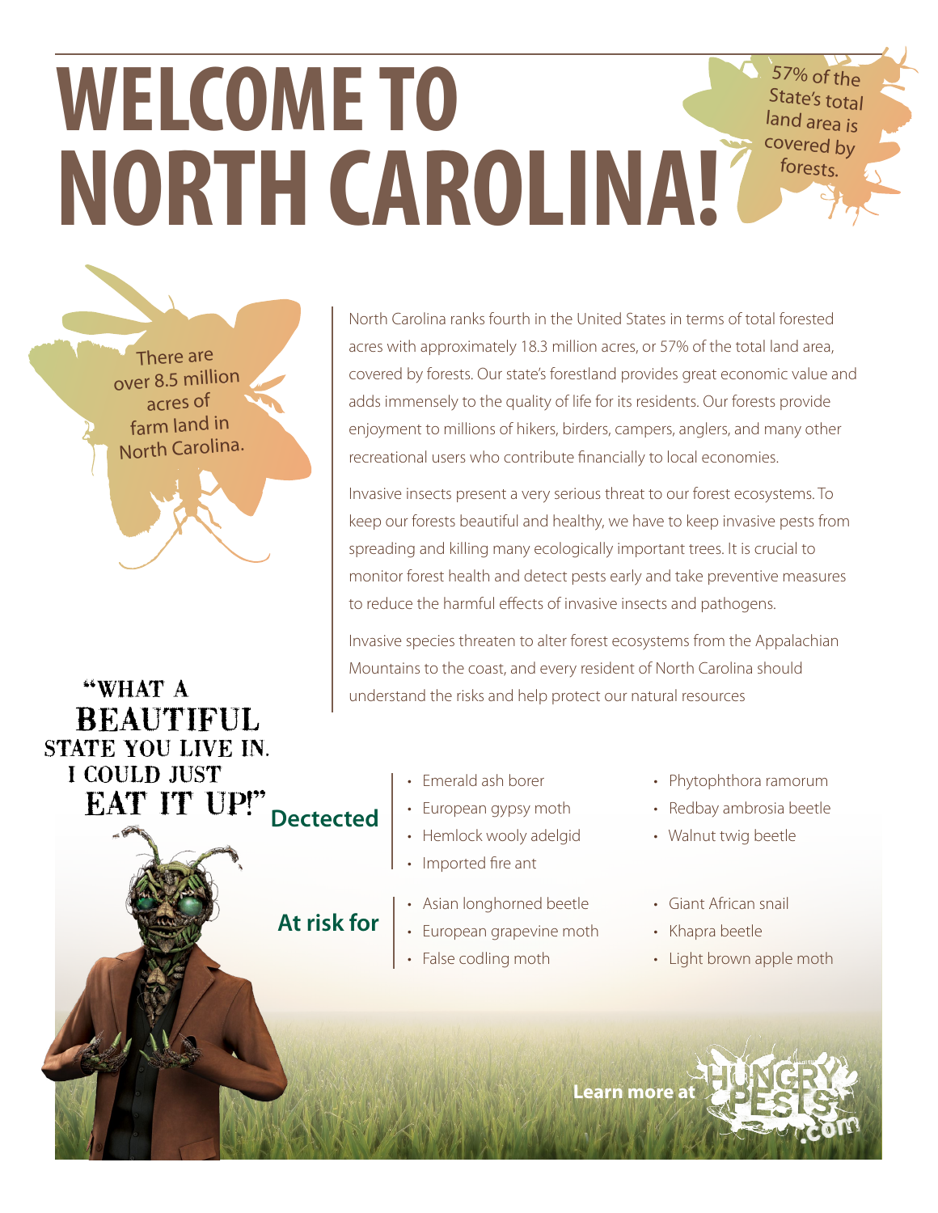# WELCOME TO NORTH CAROLINA!

57% of the State's total land area is covered by forests.

There are over 8.5 million acres of farm land in North Carolina.

North Carolina ranks fourth in the United States in terms of total forested acres with approximately 18.3 million acres, or 57% of the total land area, covered by forests. Our state's forestland provides great economic value and adds immensely to the quality of life for its residents. Our forests provide enjoyment to millions of hikers, birders, campers, anglers, and many other recreational users who contribute financially to local economies.

Invasive insects present a very serious threat to our forest ecosystems. To keep our forests beautiful and healthy, we have to keep invasive pests from spreading and killing many ecologically important trees. It is crucial to monitor forest health and detect pests early and take preventive measures to reduce the harmful effects of invasive insects and pathogens.

Invasive species threaten to alter forest ecosystems from the Appalachian Mountains to the coast, and every resident of North Carolina should understand the risks and help protect our natural resources

"WHAT A BEAUTIFUL STATE YOU LIVE IN. I COULD JUST EAT IT UP!"

**Dectected**

- Emerald ash borer
- European gypsy moth
- Hemlock wooly adelgid
- Imported fire ant
- Phytophthora ramorum
- Redbay ambrosia beetle
- Walnut twig beetle

**At risk for**

- Asian longhorned beetle
- European grapevine moth
- False codling moth
- Giant African snail
- Khapra beetle
- Light brown apple moth

**Learn more at** HUNGRYPESTS.com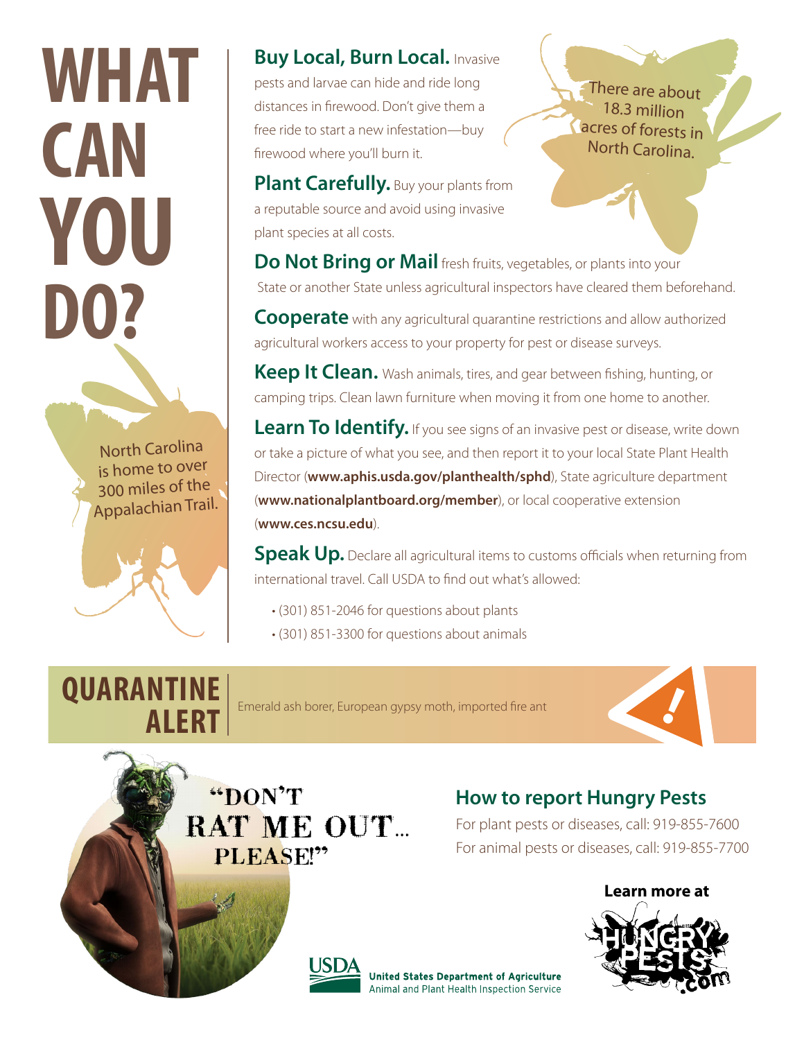# WHAT CAN YOU DO?

North Carolina is home to over 300 miles of the Appalachian Trail.

**Buy Local, Burn Local.** Invasive pests and larvae can hide and ride long distances in firewood. Don't give them a free ride to start a new infestation—buy firewood where you'll burn it.

There are about 18.3 million acres of forests in North Carolina.

**Plant Carefully.** Buy your plants from a reputable source and avoid using invasive plant species at all costs.

**Do Not Bring or Mail** fresh fruits, vegetables, or plants into your State or another State unless agricultural inspectors have cleared them beforehand.

**Cooperate** with any agricultural quarantine restrictions and allow authorized agricultural workers access to your property for pest or disease surveys.

**Keep It Clean.** Wash animals, tires, and gear between fishing, hunting, or camping trips. Clean lawn furniture when moving it from one home to another.

**Learn To Identify.** If you see signs of an invasive pest or disease, write down or take a picture of what you see, and then report it to your local State Plant Health Director (**www.aphis.usda.gov/planthealth/sphd**), State agriculture department (**www.nationalplantboard.org/member**), or local cooperative extension (**www.ces.ncsu.edu**).

**Speak Up.** Declare all agricultural items to customs officials when returning from international travel. Call USDA to find out what's allowed:

- (301) 851-2046 for questions about plants
- (301) 851-3300 for questions about animals

## QUARANTINE ALERT

Emerald ash borer, European gypsy moth, imported fire ant

"DON'T RAT ME OUT... PLEASE!"

## How to report Hungry Pests

For plant pests or diseases, call: 919-855-7600

For animal pests or diseases, call: 919-855-7700

**Learn more at** HUNGRYPESTS.com

USDA
United States Department of Agriculture
Animal and Plant Health Inspection Service